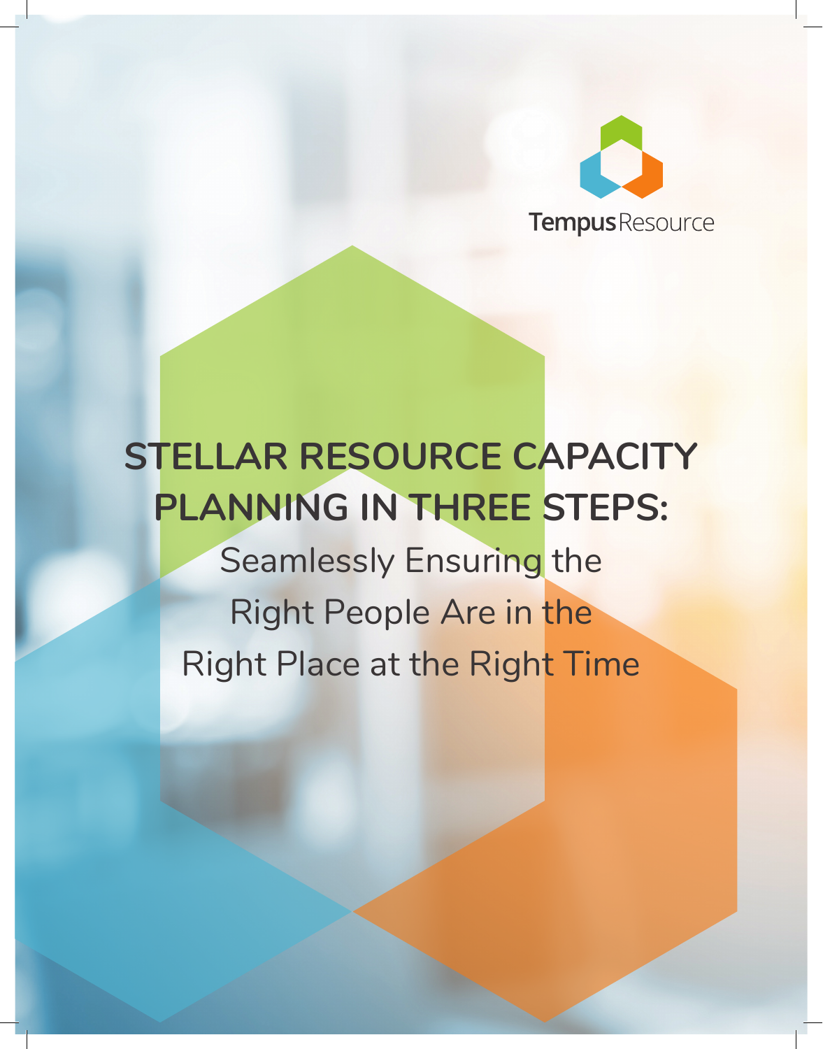Tempus Resource

# STELLAR RESOURCE CAPACITY PLANNING IN THREE STEPS:

## Seamlessly Ensuring the Right People Are in the Right Place at the Right Time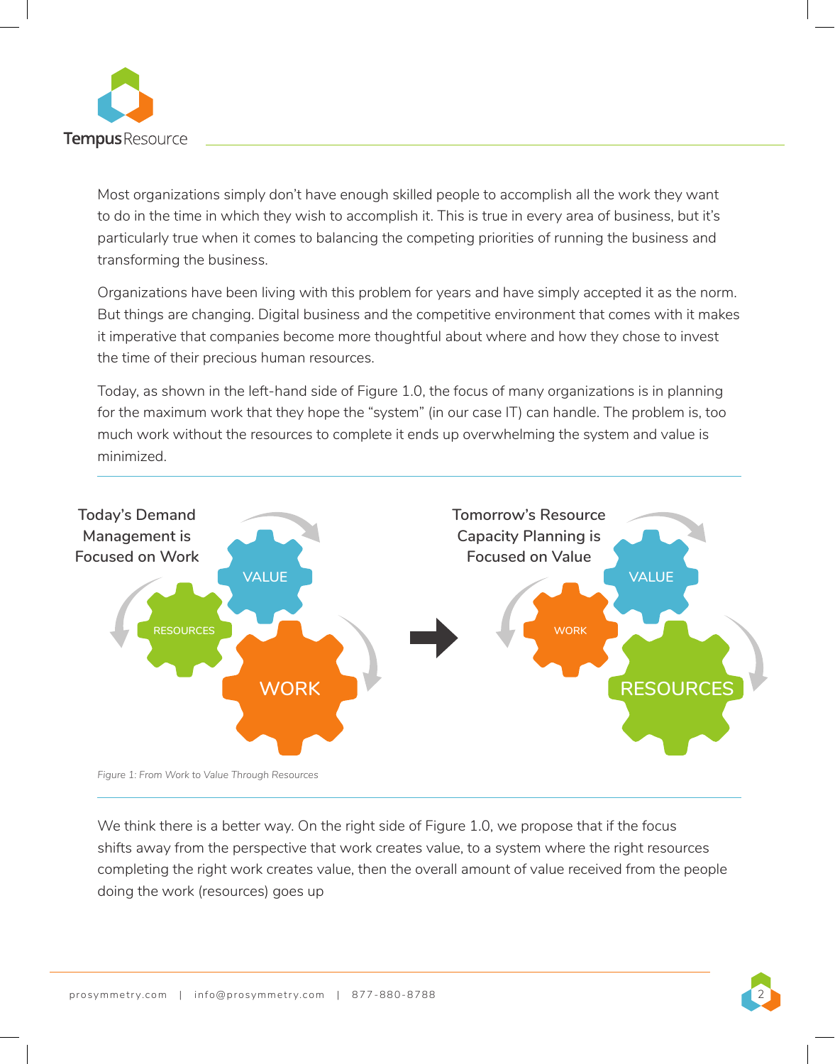Most organizations simply don't have enough skilled people to accomplish all the work they want to do in the time in which they wish to accomplish it. This is true in every area of business, but it's particularly true when it comes to balancing the competing priorities of running the business and transforming the business.

Organizations have been living with this problem for years and have simply accepted it as the norm. But things are changing. Digital business and the competitive environment that comes with it makes it imperative that companies become more thoughtful about where and how they chose to invest the time of their precious human resources.

Today, as shown in the left-hand side of Figure 1.0, the focus of many organizations is in planning for the maximum work that they hope the "system" (in our case IT) can handle. The problem is, too much work without the resources to complete it ends up overwhelming the system and value is minimized.

Today's Demand Management is Focused on Work

Tomorrow's Resource Capacity Planning is Focused on Value

*Figure 1: From Work to Value Through Resources*

We think there is a better way. On the right side of Figure 1.0, we propose that if the focus shifts away from the perspective that work creates value, to a system where the right resources completing the right work creates value, then the overall amount of value received from the people doing the work (resources) goes up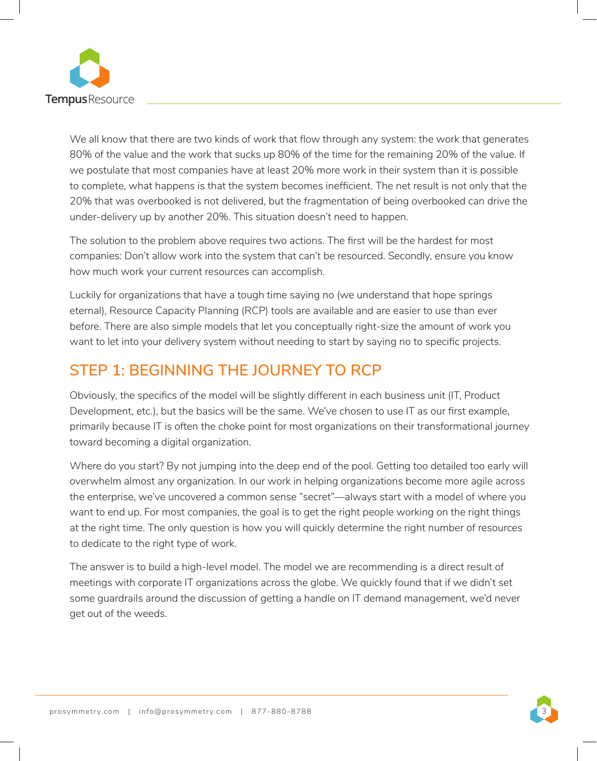We all know that there are two kinds of work that flow through any system: the work that generates 80% of the value and the work that sucks up 80% of the time for the remaining 20% of the value. If we postulate that most companies have at least 20% more work in their system than it is possible to complete, what happens is that the system becomes inefficient. The net result is not only that the 20% that was overbooked is not delivered, but the fragmentation of being overbooked can drive the under-delivery up by another 20%. This situation doesn't need to happen.

The solution to the problem above requires two actions. The first will be the hardest for most companies: Don't allow work into the system that can't be resourced. Secondly, ensure you know how much work your current resources can accomplish.

Luckily for organizations that have a tough time saying no (we understand that hope springs eternal), Resource Capacity Planning (RCP) tools are available and are easier to use than ever before. There are also simple models that let you conceptually right-size the amount of work you want to let into your delivery system without needing to start by saying no to specific projects.

## STEP 1: BEGINNING THE JOURNEY TO RCP

Obviously, the specifics of the model will be slightly different in each business unit (IT, Product Development, etc.), but the basics will be the same. We've chosen to use IT as our first example, primarily because IT is often the choke point for most organizations on their transformational journey toward becoming a digital organization.

Where do you start? By not jumping into the deep end of the pool. Getting too detailed too early will overwhelm almost any organization. In our work in helping organizations become more agile across the enterprise, we've uncovered a common sense "secret"—always start with a model of where you want to end up. For most companies, the goal is to get the right people working on the right things at the right time. The only question is how you will quickly determine the right number of resources to dedicate to the right type of work.

The answer is to build a high-level model. The model we are recommending is a direct result of meetings with corporate IT organizations across the globe. We quickly found that if we didn't set some guardrails around the discussion of getting a handle on IT demand management, we'd never get out of the weeds.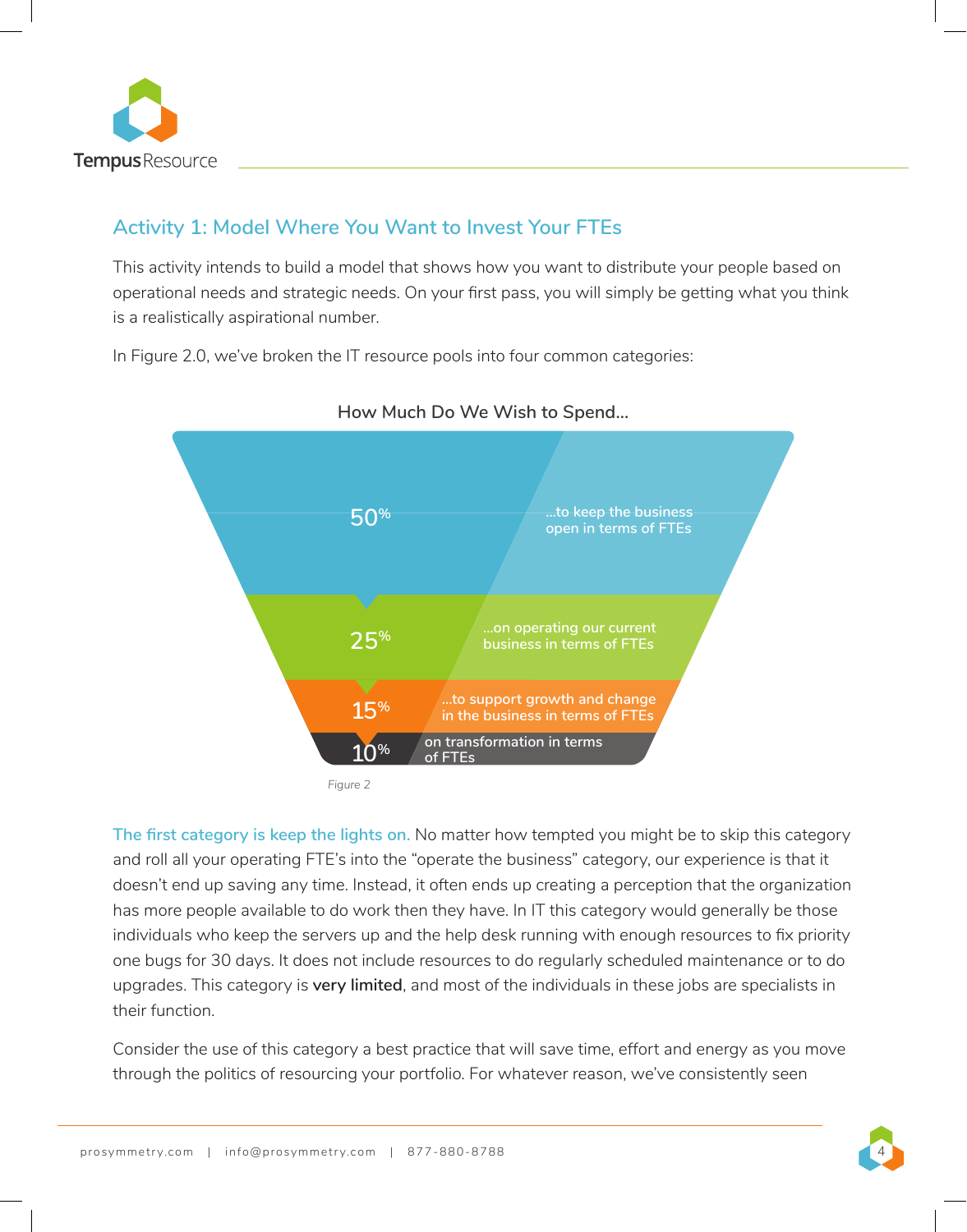## Activity 1: Model Where You Want to Invest Your FTEs

This activity intends to build a model that shows how you want to distribute your people based on operational needs and strategic needs. On your first pass, you will simply be getting what you think is a realistically aspirational number.

In Figure 2.0, we've broken the IT resource pools into four common categories:

**How Much Do We Wish to Spend...**

| | |
|---|---|
| 50% | ...to keep the business open in terms of FTEs |
| 25% | ...on operating our current business in terms of FTEs |
| 15% | ...to support growth and change in the business in terms of FTEs |
| 10% | on transformation in terms of FTEs |

*Figure 2*

The first category is keep the lights on. No matter how tempted you might be to skip this category and roll all your operating FTE's into the "operate the business" category, our experience is that it doesn't end up saving any time. Instead, it often ends up creating a perception that the organization has more people available to do work then they have. In IT this category would generally be those individuals who keep the servers up and the help desk running with enough resources to fix priority one bugs for 30 days. It does not include resources to do regularly scheduled maintenance or to do upgrades. This category is **very limited**, and most of the individuals in these jobs are specialists in their function.

Consider the use of this category a best practice that will save time, effort and energy as you move through the politics of resourcing your portfolio. For whatever reason, we've consistently seen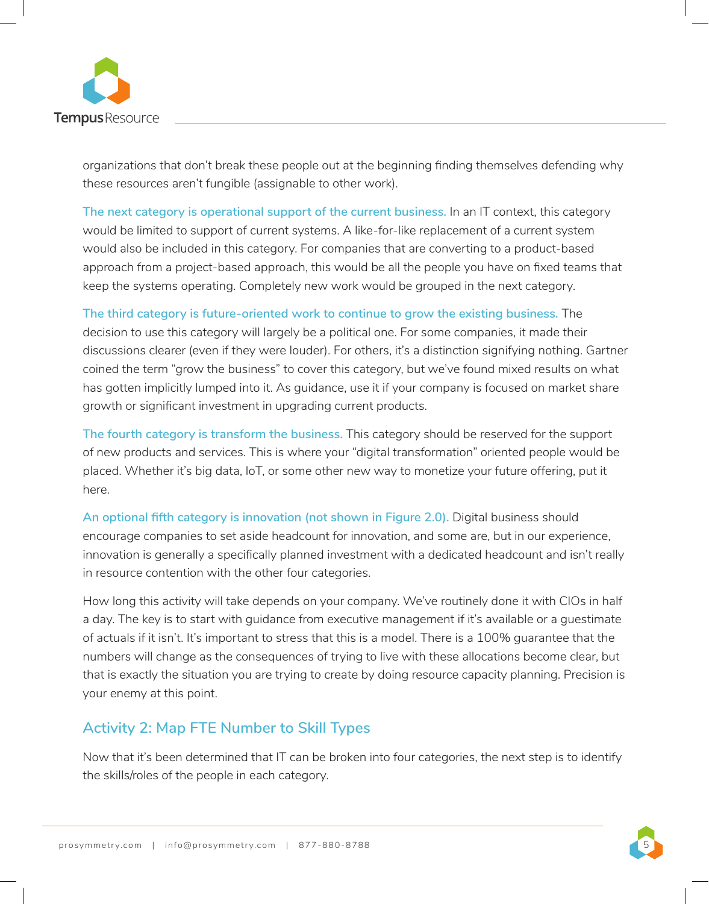organizations that don't break these people out at the beginning finding themselves defending why these resources aren't fungible (assignable to other work).

**The next category is operational support of the current business.** In an IT context, this category would be limited to support of current systems. A like-for-like replacement of a current system would also be included in this category. For companies that are converting to a product-based approach from a project-based approach, this would be all the people you have on fixed teams that keep the systems operating. Completely new work would be grouped in the next category.

**The third category is future-oriented work to continue to grow the existing business.** The decision to use this category will largely be a political one. For some companies, it made their discussions clearer (even if they were louder). For others, it's a distinction signifying nothing. Gartner coined the term "grow the business" to cover this category, but we've found mixed results on what has gotten implicitly lumped into it. As guidance, use it if your company is focused on market share growth or significant investment in upgrading current products.

**The fourth category is transform the business.** This category should be reserved for the support of new products and services. This is where your "digital transformation" oriented people would be placed. Whether it's big data, IoT, or some other new way to monetize your future offering, put it here.

**An optional fifth category is innovation (not shown in Figure 2.0).** Digital business should encourage companies to set aside headcount for innovation, and some are, but in our experience, innovation is generally a specifically planned investment with a dedicated headcount and isn't really in resource contention with the other four categories.

How long this activity will take depends on your company. We've routinely done it with CIOs in half a day. The key is to start with guidance from executive management if it's available or a guestimate of actuals if it isn't. It's important to stress that this is a model. There is a 100% guarantee that the numbers will change as the consequences of trying to live with these allocations become clear, but that is exactly the situation you are trying to create by doing resource capacity planning. Precision is your enemy at this point.

## Activity 2: Map FTE Number to Skill Types

Now that it's been determined that IT can be broken into four categories, the next step is to identify the skills/roles of the people in each category.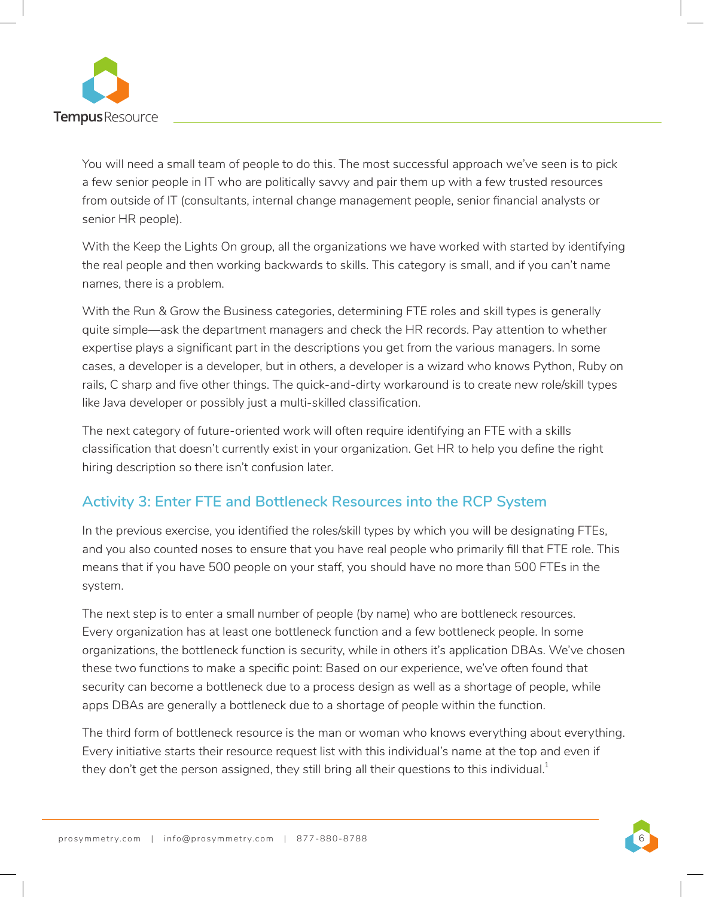You will need a small team of people to do this. The most successful approach we've seen is to pick a few senior people in IT who are politically savvy and pair them up with a few trusted resources from outside of IT (consultants, internal change management people, senior financial analysts or senior HR people).

With the Keep the Lights On group, all the organizations we have worked with started by identifying the real people and then working backwards to skills. This category is small, and if you can't name names, there is a problem.

With the Run & Grow the Business categories, determining FTE roles and skill types is generally quite simple—ask the department managers and check the HR records. Pay attention to whether expertise plays a significant part in the descriptions you get from the various managers. In some cases, a developer is a developer, but in others, a developer is a wizard who knows Python, Ruby on rails, C sharp and five other things. The quick-and-dirty workaround is to create new role/skill types like Java developer or possibly just a multi-skilled classification.

The next category of future-oriented work will often require identifying an FTE with a skills classification that doesn't currently exist in your organization. Get HR to help you define the right hiring description so there isn't confusion later.

## Activity 3: Enter FTE and Bottleneck Resources into the RCP System

In the previous exercise, you identified the roles/skill types by which you will be designating FTEs, and you also counted noses to ensure that you have real people who primarily fill that FTE role. This means that if you have 500 people on your staff, you should have no more than 500 FTEs in the system.

The next step is to enter a small number of people (by name) who are bottleneck resources. Every organization has at least one bottleneck function and a few bottleneck people. In some organizations, the bottleneck function is security, while in others it's application DBAs. We've chosen these two functions to make a specific point: Based on our experience, we've often found that security can become a bottleneck due to a process design as well as a shortage of people, while apps DBAs are generally a bottleneck due to a shortage of people within the function.

The third form of bottleneck resource is the man or woman who knows everything about everything. Every initiative starts their resource request list with this individual's name at the top and even if they don't get the person assigned, they still bring all their questions to this individual.[1]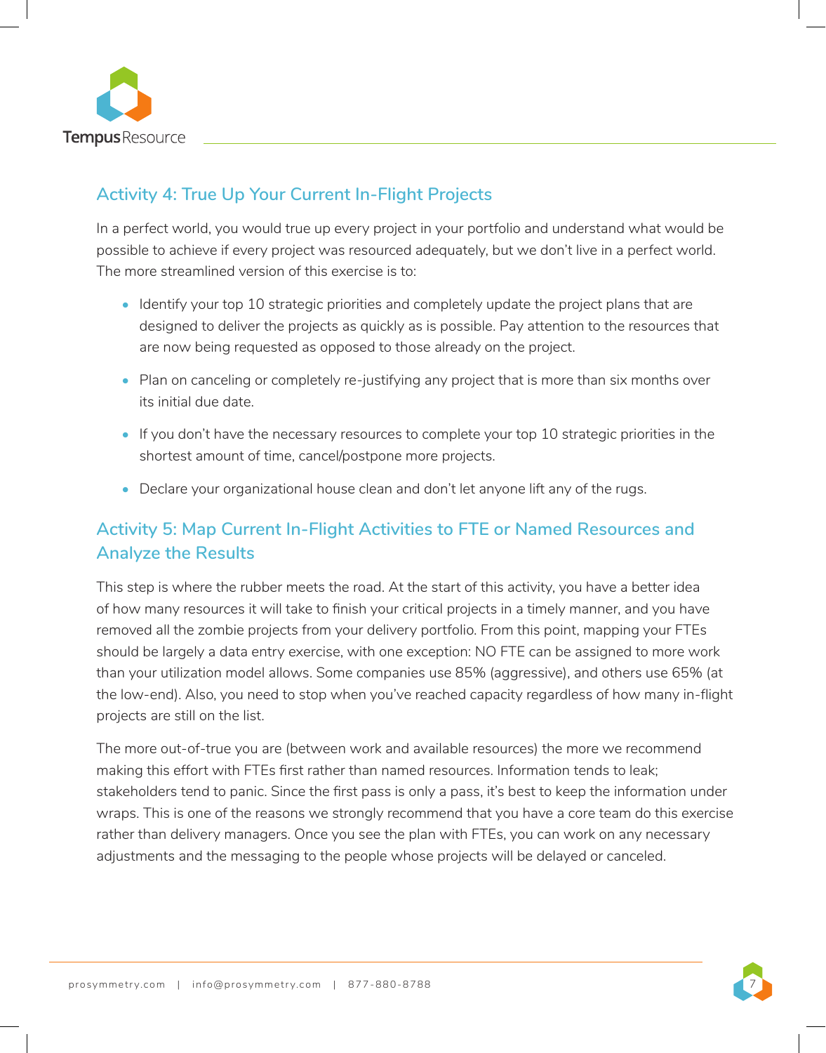## Activity 4: True Up Your Current In-Flight Projects

In a perfect world, you would true up every project in your portfolio and understand what would be possible to achieve if every project was resourced adequately, but we don't live in a perfect world. The more streamlined version of this exercise is to:

- Identify your top 10 strategic priorities and completely update the project plans that are designed to deliver the projects as quickly as is possible. Pay attention to the resources that are now being requested as opposed to those already on the project.
- Plan on canceling or completely re-justifying any project that is more than six months over its initial due date.
- If you don't have the necessary resources to complete your top 10 strategic priorities in the shortest amount of time, cancel/postpone more projects.
- Declare your organizational house clean and don't let anyone lift any of the rugs.

## Activity 5: Map Current In-Flight Activities to FTE or Named Resources and Analyze the Results

This step is where the rubber meets the road. At the start of this activity, you have a better idea of how many resources it will take to finish your critical projects in a timely manner, and you have removed all the zombie projects from your delivery portfolio. From this point, mapping your FTEs should be largely a data entry exercise, with one exception: NO FTE can be assigned to more work than your utilization model allows. Some companies use 85% (aggressive), and others use 65% (at the low-end). Also, you need to stop when you've reached capacity regardless of how many in-flight projects are still on the list.

The more out-of-true you are (between work and available resources) the more we recommend making this effort with FTEs first rather than named resources. Information tends to leak; stakeholders tend to panic. Since the first pass is only a pass, it's best to keep the information under wraps. This is one of the reasons we strongly recommend that you have a core team do this exercise rather than delivery managers. Once you see the plan with FTEs, you can work on any necessary adjustments and the messaging to the people whose projects will be delayed or canceled.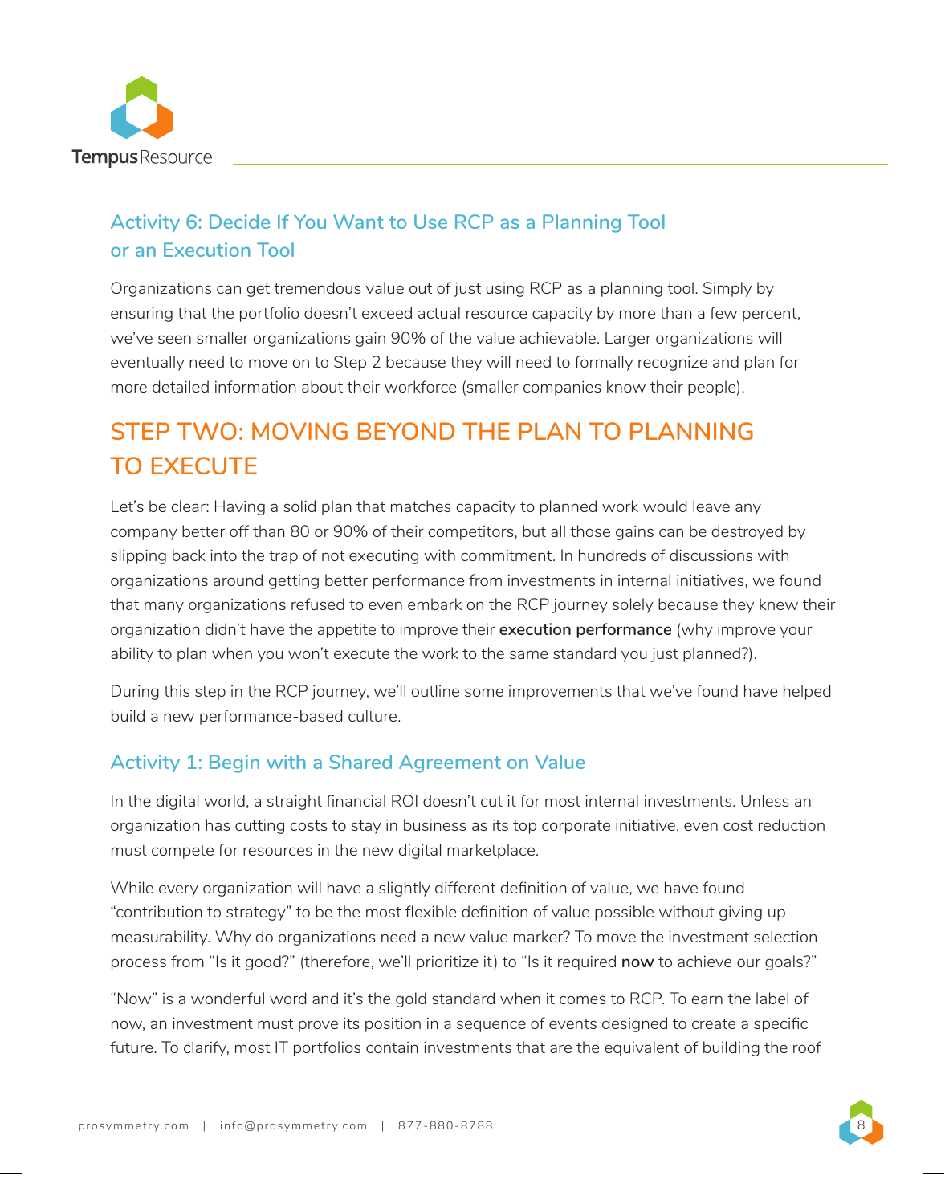### Activity 6: Decide If You Want to Use RCP as a Planning Tool or an Execution Tool

Organizations can get tremendous value out of just using RCP as a planning tool. Simply by ensuring that the portfolio doesn't exceed actual resource capacity by more than a few percent, we've seen smaller organizations gain 90% of the value achievable. Larger organizations will eventually need to move on to Step 2 because they will need to formally recognize and plan for more detailed information about their workforce (smaller companies know their people).

## STEP TWO: MOVING BEYOND THE PLAN TO PLANNING TO EXECUTE

Let's be clear: Having a solid plan that matches capacity to planned work would leave any company better off than 80 or 90% of their competitors, but all those gains can be destroyed by slipping back into the trap of not executing with commitment. In hundreds of discussions with organizations around getting better performance from investments in internal initiatives, we found that many organizations refused to even embark on the RCP journey solely because they knew their organization didn't have the appetite to improve their **execution performance** (why improve your ability to plan when you won't execute the work to the same standard you just planned?).

During this step in the RCP journey, we'll outline some improvements that we've found have helped build a new performance-based culture.

### Activity 1: Begin with a Shared Agreement on Value

In the digital world, a straight financial ROI doesn't cut it for most internal investments. Unless an organization has cutting costs to stay in business as its top corporate initiative, even cost reduction must compete for resources in the new digital marketplace.

While every organization will have a slightly different definition of value, we have found "contribution to strategy" to be the most flexible definition of value possible without giving up measurability. Why do organizations need a new value marker? To move the investment selection process from "Is it good?" (therefore, we'll prioritize it) to "Is it required **now** to achieve our goals?"

"Now" is a wonderful word and it's the gold standard when it comes to RCP. To earn the label of now, an investment must prove its position in a sequence of events designed to create a specific future. To clarify, most IT portfolios contain investments that are the equivalent of building the roof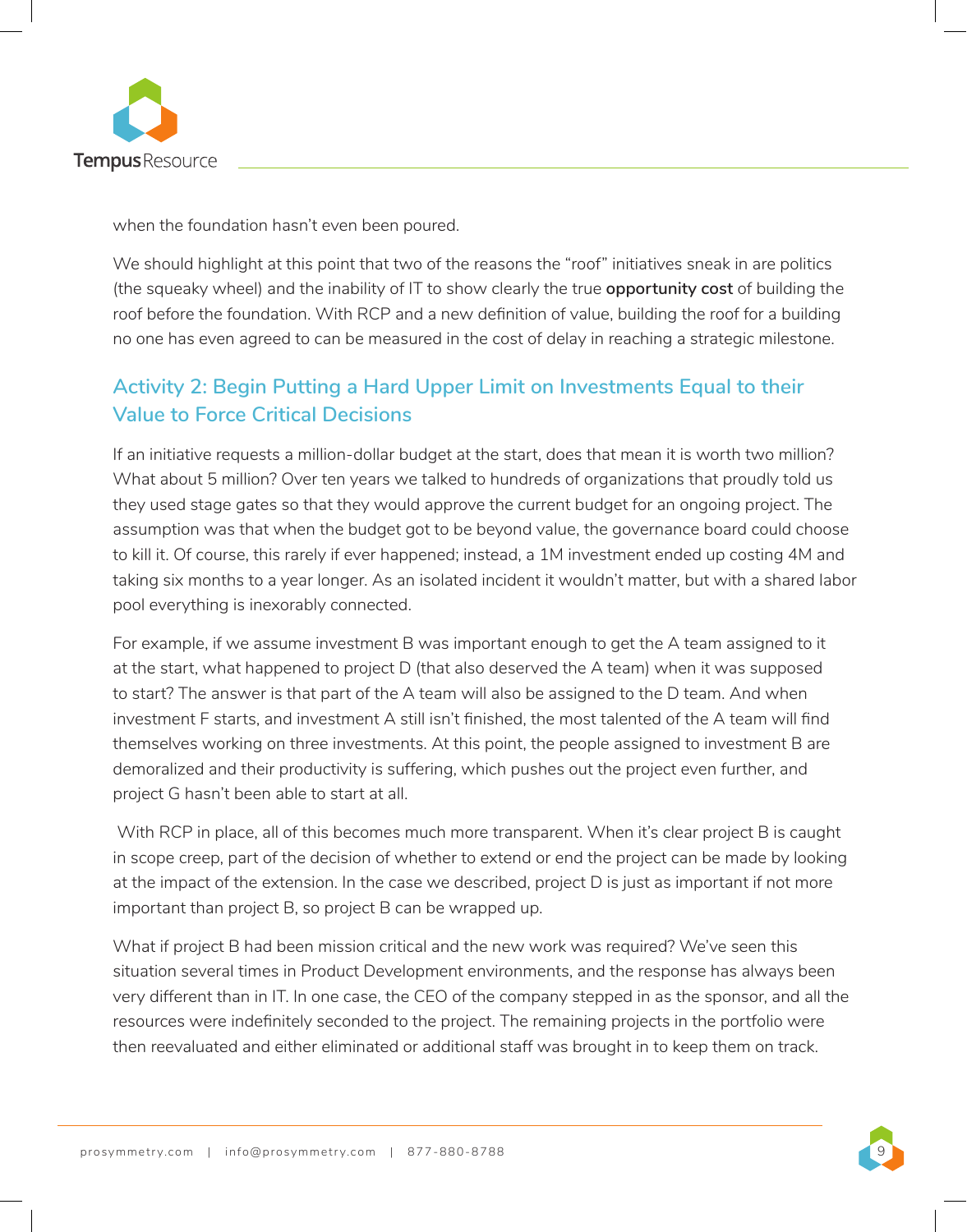when the foundation hasn't even been poured.

We should highlight at this point that two of the reasons the "roof" initiatives sneak in are politics (the squeaky wheel) and the inability of IT to show clearly the true **opportunity cost** of building the roof before the foundation. With RCP and a new definition of value, building the roof for a building no one has even agreed to can be measured in the cost of delay in reaching a strategic milestone.

## Activity 2: Begin Putting a Hard Upper Limit on Investments Equal to their Value to Force Critical Decisions

If an initiative requests a million-dollar budget at the start, does that mean it is worth two million? What about 5 million? Over ten years we talked to hundreds of organizations that proudly told us they used stage gates so that they would approve the current budget for an ongoing project. The assumption was that when the budget got to be beyond value, the governance board could choose to kill it. Of course, this rarely if ever happened; instead, a 1M investment ended up costing 4M and taking six months to a year longer. As an isolated incident it wouldn't matter, but with a shared labor pool everything is inexorably connected.

For example, if we assume investment B was important enough to get the A team assigned to it at the start, what happened to project D (that also deserved the A team) when it was supposed to start? The answer is that part of the A team will also be assigned to the D team. And when investment F starts, and investment A still isn't finished, the most talented of the A team will find themselves working on three investments. At this point, the people assigned to investment B are demoralized and their productivity is suffering, which pushes out the project even further, and project G hasn't been able to start at all.

With RCP in place, all of this becomes much more transparent. When it's clear project B is caught in scope creep, part of the decision of whether to extend or end the project can be made by looking at the impact of the extension. In the case we described, project D is just as important if not more important than project B, so project B can be wrapped up.

What if project B had been mission critical and the new work was required? We've seen this situation several times in Product Development environments, and the response has always been very different than in IT. In one case, the CEO of the company stepped in as the sponsor, and all the resources were indefinitely seconded to the project. The remaining projects in the portfolio were then reevaluated and either eliminated or additional staff was brought in to keep them on track.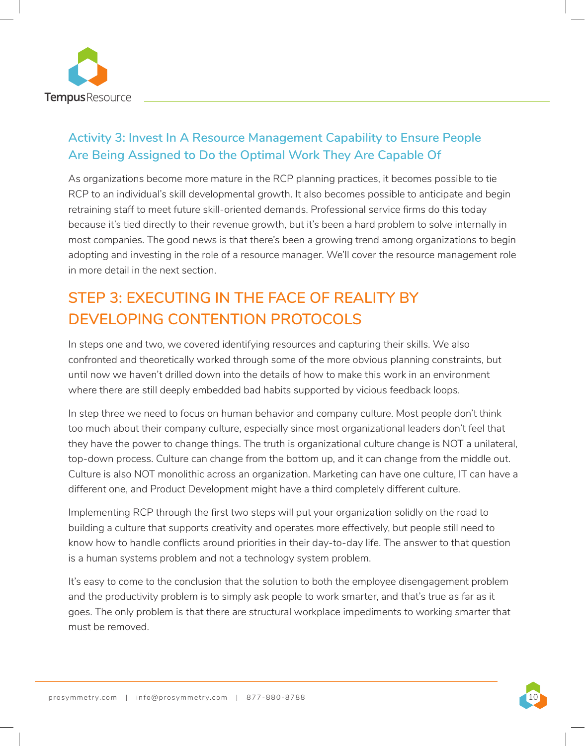### Activity 3: Invest In A Resource Management Capability to Ensure People Are Being Assigned to Do the Optimal Work They Are Capable Of

As organizations become more mature in the RCP planning practices, it becomes possible to tie RCP to an individual's skill developmental growth. It also becomes possible to anticipate and begin retraining staff to meet future skill-oriented demands. Professional service firms do this today because it's tied directly to their revenue growth, but it's been a hard problem to solve internally in most companies. The good news is that there's been a growing trend among organizations to begin adopting and investing in the role of a resource manager. We'll cover the resource management role in more detail in the next section.

## STEP 3: EXECUTING IN THE FACE OF REALITY BY DEVELOPING CONTENTION PROTOCOLS

In steps one and two, we covered identifying resources and capturing their skills. We also confronted and theoretically worked through some of the more obvious planning constraints, but until now we haven't drilled down into the details of how to make this work in an environment where there are still deeply embedded bad habits supported by vicious feedback loops.

In step three we need to focus on human behavior and company culture. Most people don't think too much about their company culture, especially since most organizational leaders don't feel that they have the power to change things. The truth is organizational culture change is NOT a unilateral, top-down process. Culture can change from the bottom up, and it can change from the middle out. Culture is also NOT monolithic across an organization. Marketing can have one culture, IT can have a different one, and Product Development might have a third completely different culture.

Implementing RCP through the first two steps will put your organization solidly on the road to building a culture that supports creativity and operates more effectively, but people still need to know how to handle conflicts around priorities in their day-to-day life. The answer to that question is a human systems problem and not a technology system problem.

It's easy to come to the conclusion that the solution to both the employee disengagement problem and the productivity problem is to simply ask people to work smarter, and that's true as far as it goes. The only problem is that there are structural workplace impediments to working smarter that must be removed.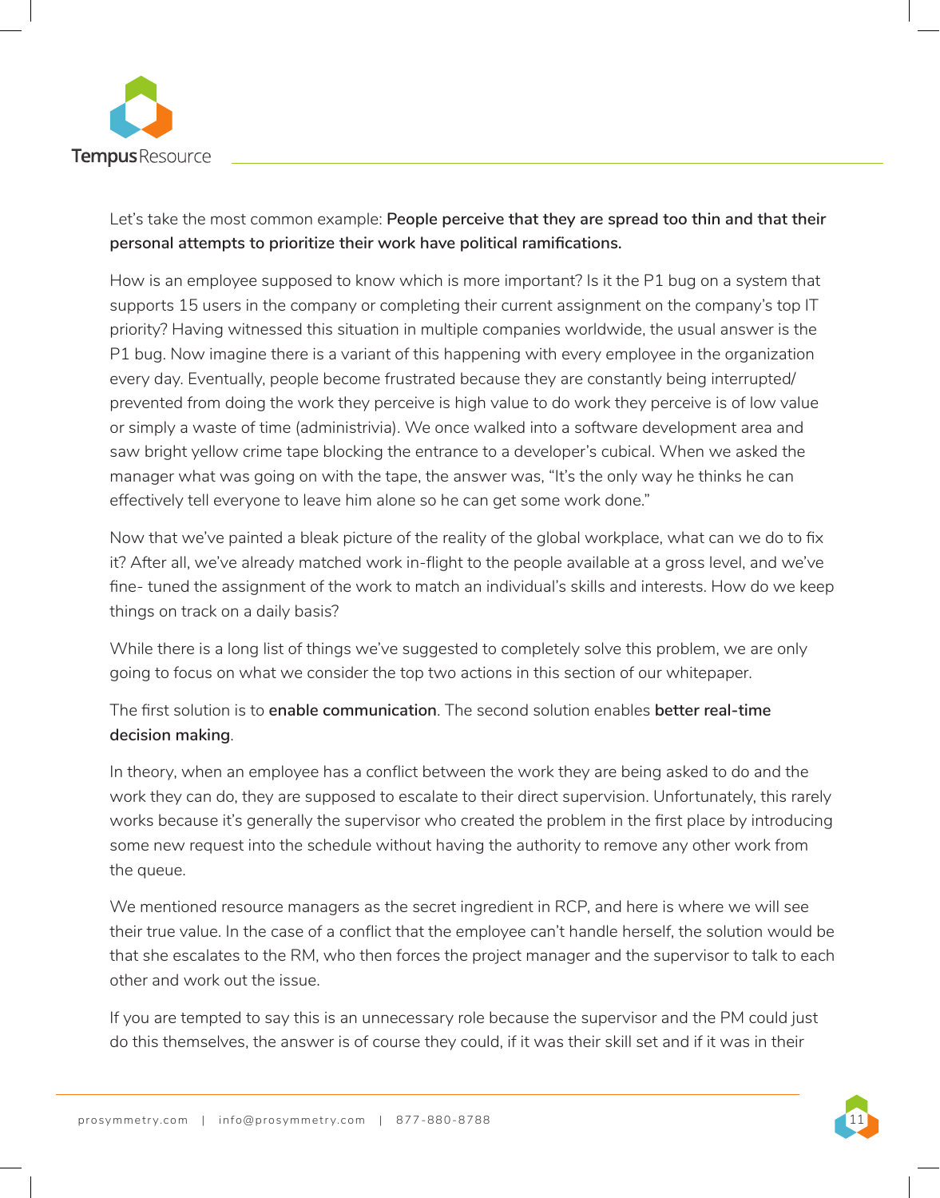Let's take the most common example: **People perceive that they are spread too thin and that their personal attempts to prioritize their work have political ramifications.**

How is an employee supposed to know which is more important? Is it the P1 bug on a system that supports 15 users in the company or completing their current assignment on the company's top IT priority? Having witnessed this situation in multiple companies worldwide, the usual answer is the P1 bug. Now imagine there is a variant of this happening with every employee in the organization every day. Eventually, people become frustrated because they are constantly being interrupted/ prevented from doing the work they perceive is high value to do work they perceive is of low value or simply a waste of time (administrivia). We once walked into a software development area and saw bright yellow crime tape blocking the entrance to a developer's cubical. When we asked the manager what was going on with the tape, the answer was, "It's the only way he thinks he can effectively tell everyone to leave him alone so he can get some work done."

Now that we've painted a bleak picture of the reality of the global workplace, what can we do to fix it? After all, we've already matched work in-flight to the people available at a gross level, and we've fine- tuned the assignment of the work to match an individual's skills and interests. How do we keep things on track on a daily basis?

While there is a long list of things we've suggested to completely solve this problem, we are only going to focus on what we consider the top two actions in this section of our whitepaper.

The first solution is to **enable communication**. The second solution enables **better real-time decision making**.

In theory, when an employee has a conflict between the work they are being asked to do and the work they can do, they are supposed to escalate to their direct supervision. Unfortunately, this rarely works because it's generally the supervisor who created the problem in the first place by introducing some new request into the schedule without having the authority to remove any other work from the queue.

We mentioned resource managers as the secret ingredient in RCP, and here is where we will see their true value. In the case of a conflict that the employee can't handle herself, the solution would be that she escalates to the RM, who then forces the project manager and the supervisor to talk to each other and work out the issue.

If you are tempted to say this is an unnecessary role because the supervisor and the PM could just do this themselves, the answer is of course they could, if it was their skill set and if it was in their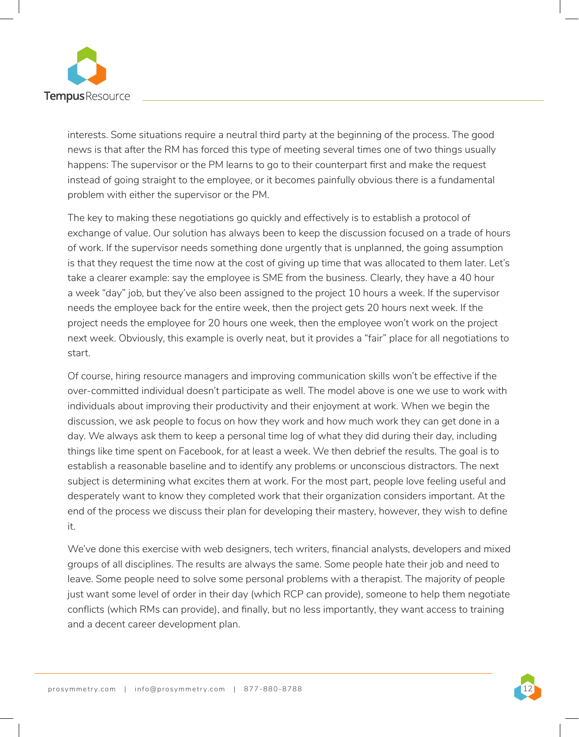interests. Some situations require a neutral third party at the beginning of the process. The good news is that after the RM has forced this type of meeting several times one of two things usually happens: The supervisor or the PM learns to go to their counterpart first and make the request instead of going straight to the employee, or it becomes painfully obvious there is a fundamental problem with either the supervisor or the PM.

The key to making these negotiations go quickly and effectively is to establish a protocol of exchange of value. Our solution has always been to keep the discussion focused on a trade of hours of work. If the supervisor needs something done urgently that is unplanned, the going assumption is that they request the time now at the cost of giving up time that was allocated to them later. Let's take a clearer example: say the employee is SME from the business. Clearly, they have a 40 hour a week "day" job, but they've also been assigned to the project 10 hours a week. If the supervisor needs the employee back for the entire week, then the project gets 20 hours next week. If the project needs the employee for 20 hours one week, then the employee won't work on the project next week. Obviously, this example is overly neat, but it provides a "fair" place for all negotiations to start.

Of course, hiring resource managers and improving communication skills won't be effective if the over-committed individual doesn't participate as well. The model above is one we use to work with individuals about improving their productivity and their enjoyment at work. When we begin the discussion, we ask people to focus on how they work and how much work they can get done in a day. We always ask them to keep a personal time log of what they did during their day, including things like time spent on Facebook, for at least a week. We then debrief the results. The goal is to establish a reasonable baseline and to identify any problems or unconscious distractors. The next subject is determining what excites them at work. For the most part, people love feeling useful and desperately want to know they completed work that their organization considers important. At the end of the process we discuss their plan for developing their mastery, however, they wish to define it.

We've done this exercise with web designers, tech writers, financial analysts, developers and mixed groups of all disciplines. The results are always the same. Some people hate their job and need to leave. Some people need to solve some personal problems with a therapist. The majority of people just want some level of order in their day (which RCP can provide), someone to help them negotiate conflicts (which RMs can provide), and finally, but no less importantly, they want access to training and a decent career development plan.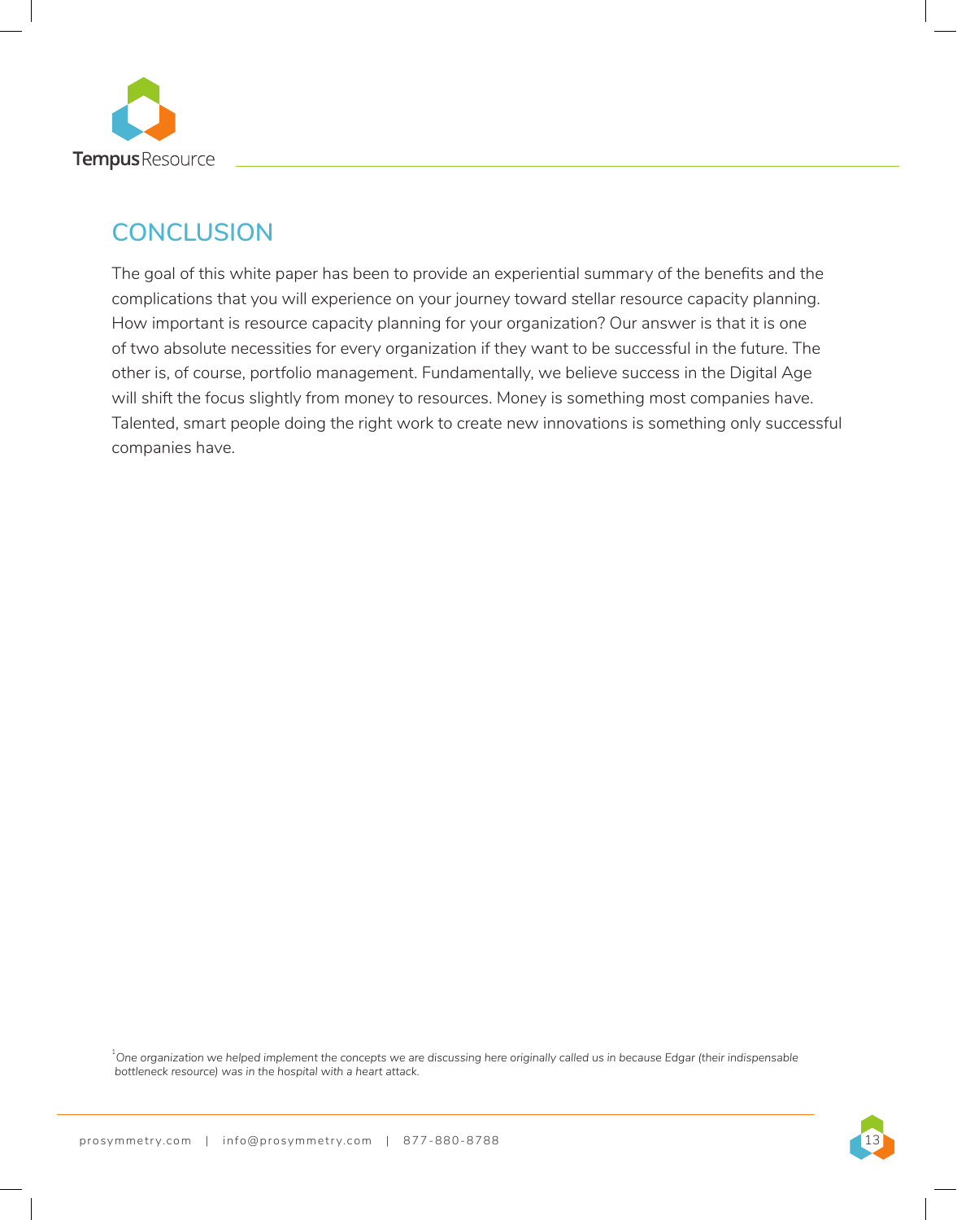## CONCLUSION

The goal of this white paper has been to provide an experiential summary of the benefits and the complications that you will experience on your journey toward stellar resource capacity planning. How important is resource capacity planning for your organization? Our answer is that it is one of two absolute necessities for every organization if they want to be successful in the future. The other is, of course, portfolio management. Fundamentally, we believe success in the Digital Age will shift the focus slightly from money to resources. Money is something most companies have. Talented, smart people doing the right work to create new innovations is something only successful companies have.

[1] *One organization we helped implement the concepts we are discussing here originally called us in because Edgar (their indispensable bottleneck resource) was in the hospital with a heart attack.*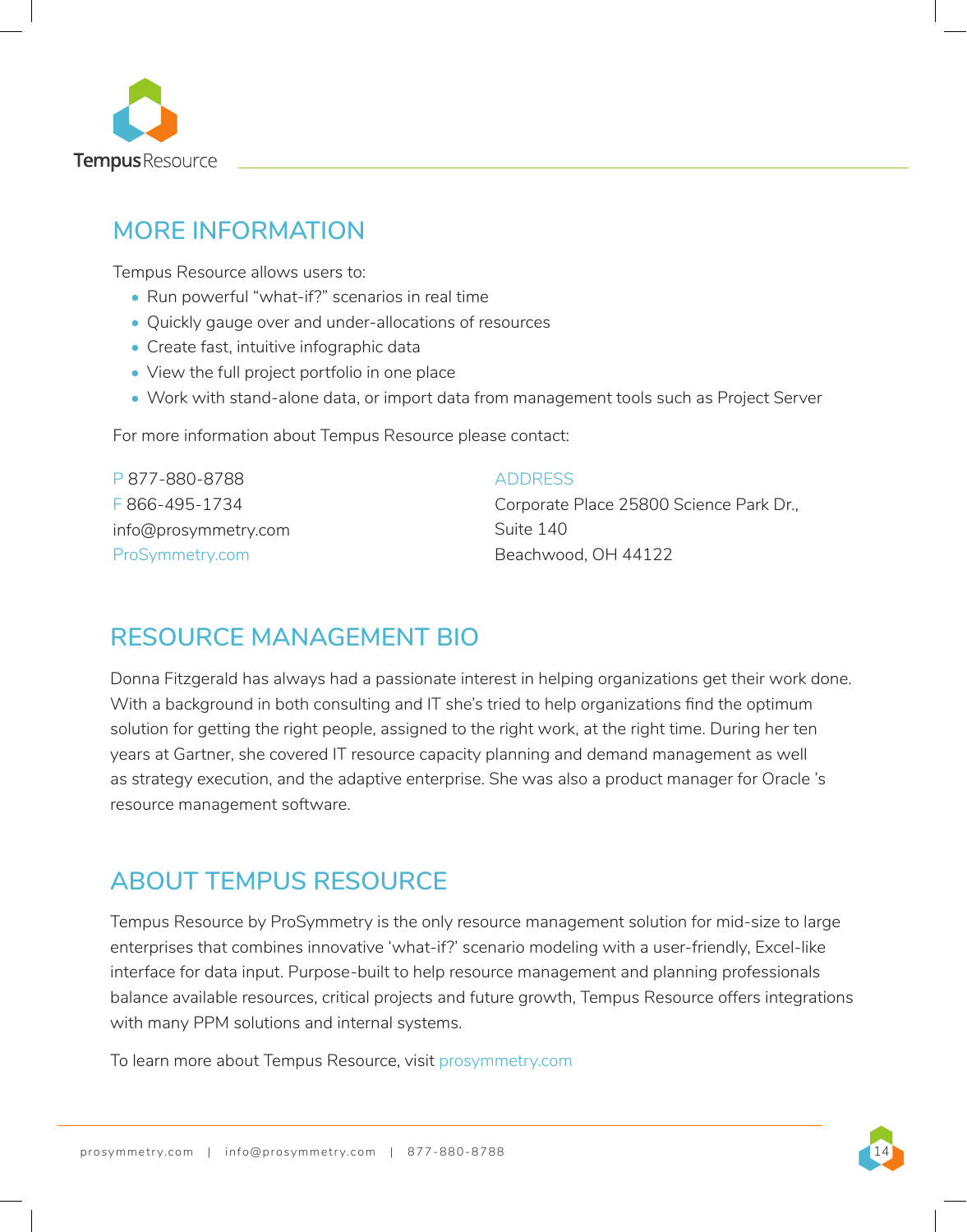## MORE INFORMATION

Tempus Resource allows users to:

- Run powerful "what-if?" scenarios in real time
- Quickly gauge over and under-allocations of resources
- Create fast, intuitive infographic data
- View the full project portfolio in one place
- Work with stand-alone data, or import data from management tools such as Project Server

For more information about Tempus Resource please contact:

P 877-880-8788
F 866-495-1734
info@prosymmetry.com
ProSymmetry.com

ADDRESS
Corporate Place 25800 Science Park Dr.,
Suite 140
Beachwood, OH 44122

## RESOURCE MANAGEMENT BIO

Donna Fitzgerald has always had a passionate interest in helping organizations get their work done. With a background in both consulting and IT she's tried to help organizations find the optimum solution for getting the right people, assigned to the right work, at the right time. During her ten years at Gartner, she covered IT resource capacity planning and demand management as well as strategy execution, and the adaptive enterprise. She was also a product manager for Oracle 's resource management software.

## ABOUT TEMPUS RESOURCE

Tempus Resource by ProSymmetry is the only resource management solution for mid-size to large enterprises that combines innovative 'what-if?' scenario modeling with a user-friendly, Excel-like interface for data input. Purpose-built to help resource management and planning professionals balance available resources, critical projects and future growth, Tempus Resource offers integrations with many PPM solutions and internal systems.

To learn more about Tempus Resource, visit prosymmetry.com